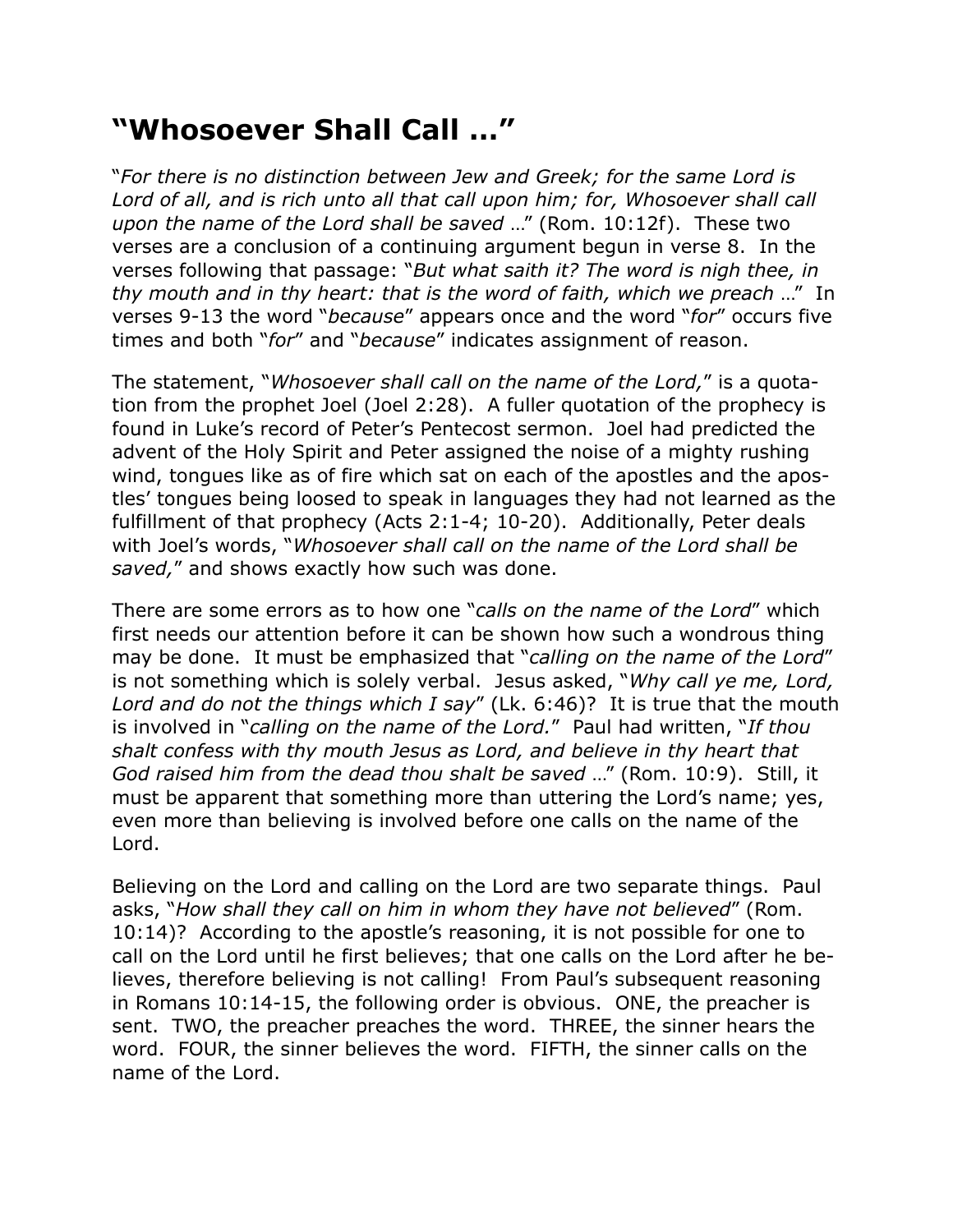# "Whosoever Shall Call …"

"*For there is no distinction between Jew and Greek; for the same Lord is Lord of all, and is rich unto all that call upon him; for, Whosoever shall call upon the name of the Lord shall be saved* …" (Rom. 10:12f). These two verses are a conclusion of a continuing argument begun in verse 8. In the verses following that passage: "*But what saith it? The word is nigh thee, in thy mouth and in thy heart: that is the word of faith, which we preach* …" In verses 9-13 the word "*because*" appears once and the word "*for*" occurs five times and both "*for*" and "*because*" indicates assignment of reason.

The statement, "*Whosoever shall call on the name of the Lord,*" is a quotation from the prophet Joel (Joel 2:28). A fuller quotation of the prophecy is found in Luke's record of Peter's Pentecost sermon. Joel had predicted the advent of the Holy Spirit and Peter assigned the noise of a mighty rushing wind, tongues like as of fire which sat on each of the apostles and the apostles' tongues being loosed to speak in languages they had not learned as the fulfillment of that prophecy (Acts 2:1-4; 10-20). Additionally, Peter deals with Joel's words, "*Whosoever shall call on the name of the Lord shall be saved,*" and shows exactly how such was done.

There are some errors as to how one "*calls on the name of the Lord*" which first needs our attention before it can be shown how such a wondrous thing may be done. It must be emphasized that "*calling on the name of the Lord*" is not something which is solely verbal. Jesus asked, "*Why call ye me, Lord, Lord and do not the things which I say*" (Lk. 6:46)? It is true that the mouth is involved in "*calling on the name of the Lord.*" Paul had written, "*If thou shalt confess with thy mouth Jesus as Lord, and believe in thy heart that God raised him from the dead thou shalt be saved* …" (Rom. 10:9). Still, it must be apparent that something more than uttering the Lord's name; yes, even more than believing is involved before one calls on the name of the Lord.

Believing on the Lord and calling on the Lord are two separate things. Paul asks, "*How shall they call on him in whom they have not believed*" (Rom. 10:14)? According to the apostle's reasoning, it is not possible for one to call on the Lord until he first believes; that one calls on the Lord after he believes, therefore believing is not calling! From Paul's subsequent reasoning in Romans 10:14-15, the following order is obvious. ONE, the preacher is sent. TWO, the preacher preaches the word. THREE, the sinner hears the word. FOUR, the sinner believes the word. FIFTH, the sinner calls on the name of the Lord.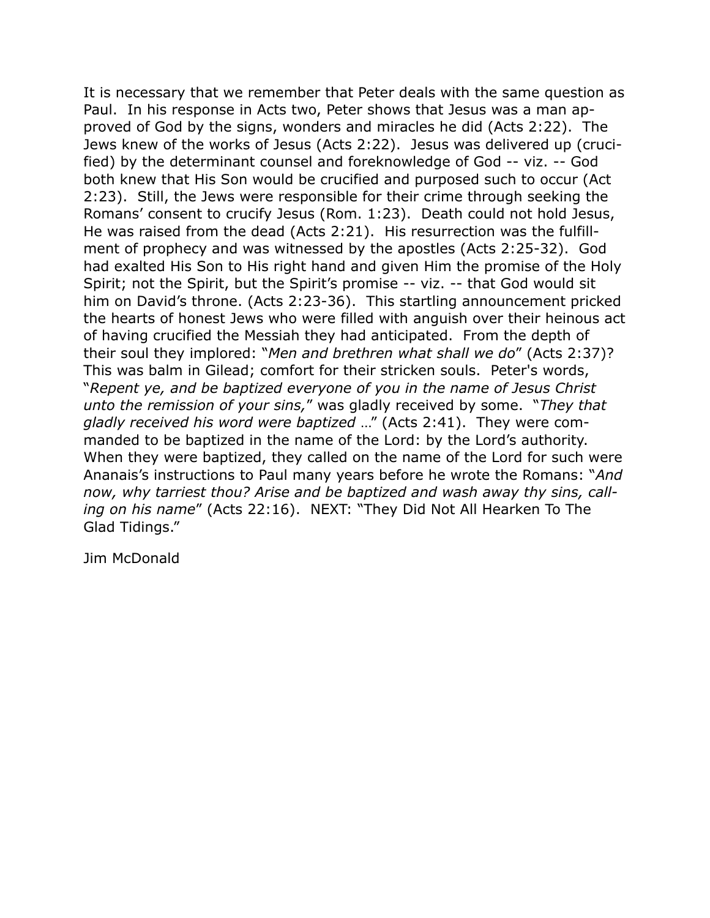It is necessary that we remember that Peter deals with the same question as Paul. In his response in Acts two, Peter shows that Jesus was a man approved of God by the signs, wonders and miracles he did (Acts 2:22). The Jews knew of the works of Jesus (Acts 2:22). Jesus was delivered up (crucified) by the determinant counsel and foreknowledge of God -- viz. -- God both knew that His Son would be crucified and purposed such to occur (Act 2:23). Still, the Jews were responsible for their crime through seeking the Romans' consent to crucify Jesus (Rom. 1:23). Death could not hold Jesus, He was raised from the dead (Acts 2:21). His resurrection was the fulfillment of prophecy and was witnessed by the apostles (Acts 2:25-32). God had exalted His Son to His right hand and given Him the promise of the Holy Spirit; not the Spirit, but the Spirit's promise -- viz. -- that God would sit him on David's throne. (Acts 2:23-36). This startling announcement pricked the hearts of honest Jews who were filled with anguish over their heinous act of having crucified the Messiah they had anticipated. From the depth of their soul they implored: "*Men and brethren what shall we do*" (Acts 2:37)? This was balm in Gilead; comfort for their stricken souls. Peter's words, "*Repent ye, and be baptized everyone of you in the name of Jesus Christ unto the remission of your sins,*" was gladly received by some. "*They that gladly received his word were baptized* …" (Acts 2:41). They were commanded to be baptized in the name of the Lord: by the Lord's authority. When they were baptized, they called on the name of the Lord for such were Ananais's instructions to Paul many years before he wrote the Romans: "*And now, why tarriest thou? Arise and be baptized and wash away thy sins, calling on his name*" (Acts 22:16). NEXT: "They Did Not All Hearken To The Glad Tidings."

Jim McDonald